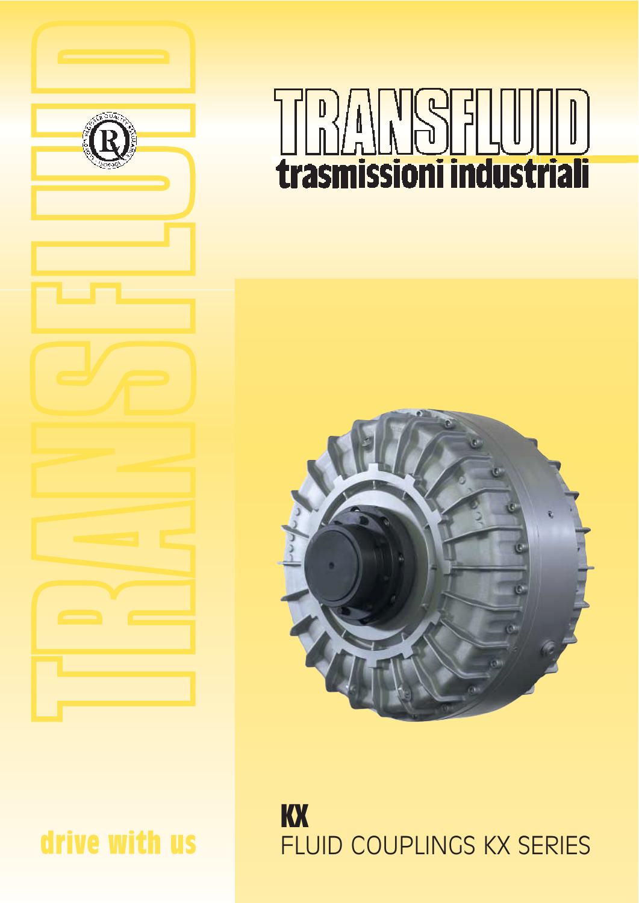# TRANSFLUID

## trasmissioni industriali

drive with us

# KX

## FLUID COUPLINGS KX SERIES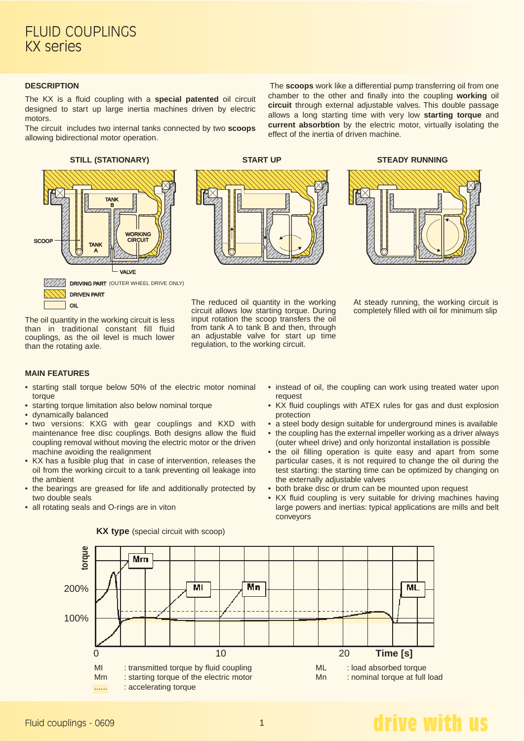# FLUID COUPLINGS
## KX series

### DESCRIPTION

The KX is a fluid coupling with a **special patented** oil circuit designed to start up large inertia machines driven by electric motors.

The circuit includes two internal tanks connected by two **scoops** allowing bidirectional motor operation.

The **scoops** work like a differential pump transferring oil from one chamber to the other and finally into the coupling **working** oil **circuit** through external adjustable valves. This double passage allows a long starting time with very low **starting torque** and **current absorbtion** by the electric motor, virtually isolating the effect of the inertia of driven machine.

**STILL (STATIONARY)**

TANK B
WORKING CIRCUIT
SCOOP
TANK A
VALVE

DRIVING PART (OUTER WHEEL DRIVE ONLY)
DRIVEN PART
OIL

The oil quantity in the working circuit is less than in traditional constant fill fluid couplings, as the oil level is much lower than the rotating axle.

**START UP**

The reduced oil quantity in the working circuit allows low starting torque. During input rotation the scoop transfers the oil from tank A to tank B and then, through an adjustable valve for start up time regulation, to the working circuit.

**STEADY RUNNING**

At steady running, the working circuit is completely filled with oil for minimum slip

### MAIN FEATURES

- starting stall torque below 50% of the electric motor nominal torque
- starting torque limitation also below nominal torque
- dynamically balanced
- two versions: KXG with gear couplings and KXD with maintenance free disc couplings. Both designs allow the fluid coupling removal without moving the electric motor or the driven machine avoiding the realignment
- KX has a fusible plug that in case of intervention, releases the oil from the working circuit to a tank preventing oil leakage into the ambient
- the bearings are greased for life and additionally protected by two double seals
- all rotating seals and O-rings are in viton
- instead of oil, the coupling can work using treated water upon request
- KX fluid couplings with ATEX rules for gas and dust explosion protection
- a steel body design suitable for underground mines is available
- the coupling has the external impeller working as a driver always (outer wheel drive) and only horizontal installation is possible
- the oil filling operation is quite easy and apart from some particular cases, it is not required to change the oil during the test starting: the starting time can be optimized by changing on the externally adjustable valves
- both brake disc or drum can be mounted upon request
- KX fluid coupling is very suitable for driving machines having large powers and inertias: typical applications are mills and belt conveyors

**KX type** (special circuit with scoop)

torque
Mm
Ml
Mn
ML
200%
100%
0
10
20
Time [s]

Ml : transmitted torque by fluid coupling
Mm : starting torque of the electric motor
...... : accelerating torque
ML : load absorbed torque
Mn : nominal torque at full load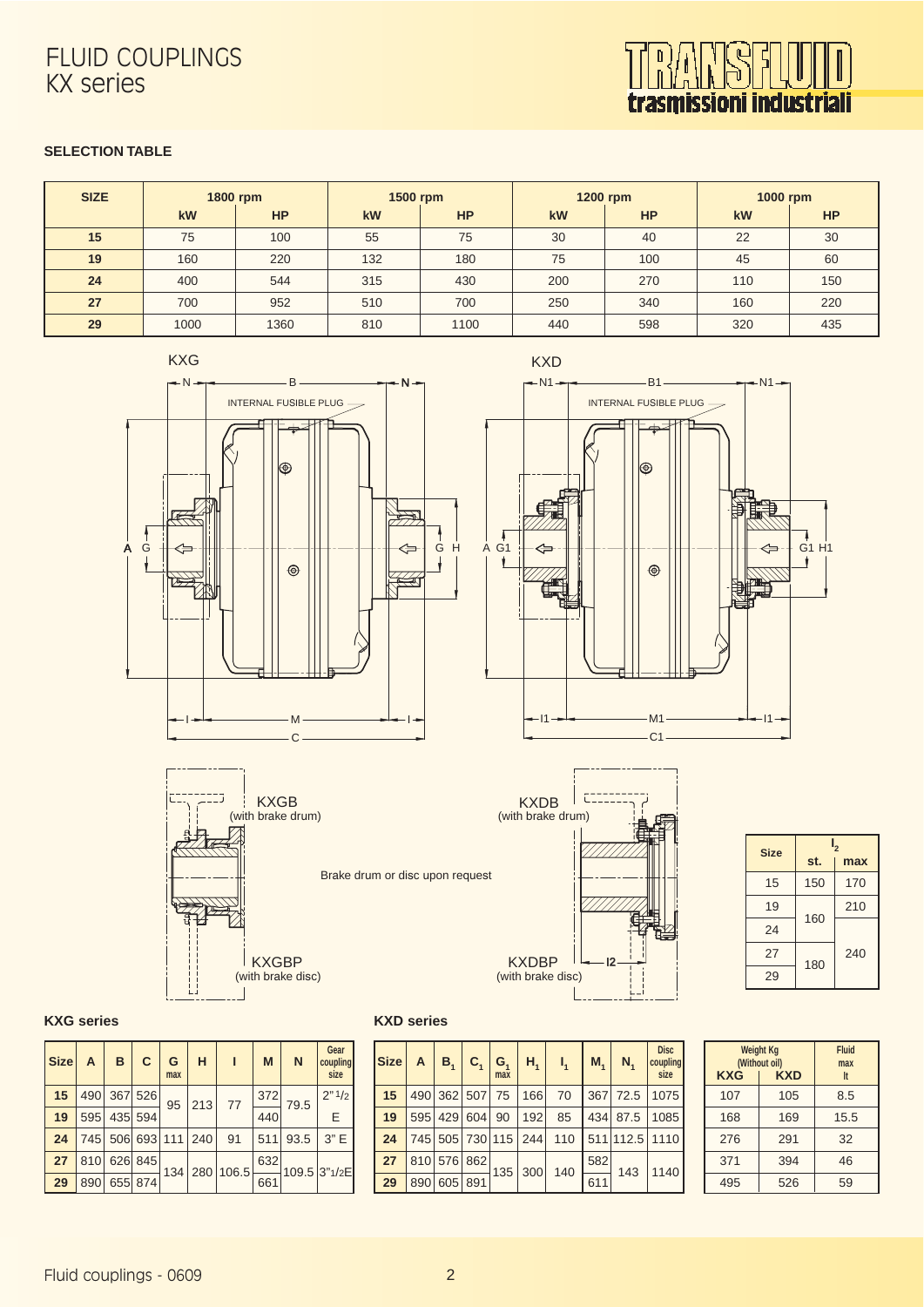# FLUID COUPLINGS
## KX series

**TRANSFLUID** trasmissioni industriali

### SELECTION TABLE

| SIZE | 1800 rpm | | 1500 rpm | | 1200 rpm | | 1000 rpm | |
|---|---|---|---|---|---|---|---|---|
| | kW | HP | kW | HP | kW | HP | kW | HP |
| **15** | 75 | 100 | 55 | 75 | 30 | 40 | 22 | 30 |
| **19** | 160 | 220 | 132 | 180 | 75 | 100 | 45 | 60 |
| **24** | 400 | 544 | 315 | 430 | 200 | 270 | 110 | 150 |
| **27** | 700 | 952 | 510 | 700 | 250 | 340 | 160 | 220 |
| **29** | 1000 | 1360 | 810 | 1100 | 440 | 598 | 320 | 435 |

KXG

N B N INTERNAL FUSIBLE PLUG A G G H I M I C

KXD

N1 B1 N1 INTERNAL FUSIBLE PLUG A G1 G1 H1 I1 M1 I1 C1

KXGB (with brake drum)

KXGBP (with brake disc)

Brake drum or disc upon request

KXDB (with brake drum)

KXDBP (with brake disc)

I2

| Size | $I_2$ st. | $I_2$ max |
|---|---|---|
| 15 | 150 | 170 |
| 19 | 160 | 210 |
| 24 | | |
| 27 | 180 | 240 |
| 29 | | |

### KXG series

| Size | A | B | C | G max | H | I | M | N | Gear coupling size |
|---|---|---|---|---|---|---|---|---|---|
| **15** | 490 | 367 | 526 | 95 | 213 | 77 | 372 | 79.5 | 2" 1/2 |
| **19** | 595 | 435 | 594 | | | | 440 | | E |
| **24** | 745 | 506 | 693 | 111 | 240 | 91 | 511 | 93.5 | 3" E |
| **27** | 810 | 626 | 845 | 134 | 280 | 106.5 | 632 | 109.5 | 3"1/2E |
| **29** | 890 | 655 | 874 | | | | 661 | | |

### KXD series

| Size | A | $B_1$ | $C_1$ | $G_1$ max | $H_1$ | $I_1$ | $M_1$ | $N_1$ | Disc coupling size |
|---|---|---|---|---|---|---|---|---|---|
| **15** | 490 | 362 | 507 | 75 | 166 | 70 | 367 | 72.5 | 1075 |
| **19** | 595 | 429 | 604 | 90 | 192 | 85 | 434 | 87.5 | 1085 |
| **24** | 745 | 505 | 730 | 115 | 244 | 110 | 511 | 112.5 | 1110 |
| **27** | 810 | 576 | 862 | 135 | 300 | 140 | 582 | 143 | 1140 |
| **29** | 890 | 605 | 891 | | | | 611 | | |

| Weight Kg (Without oil) KXG | KXD | Fluid max lt |
|---|---|---|
| 107 | 105 | 8.5 |
| 168 | 169 | 15.5 |
| 276 | 291 | 32 |
| 371 | 394 | 46 |
| 495 | 526 | 59 |

Fluid couplings - 0609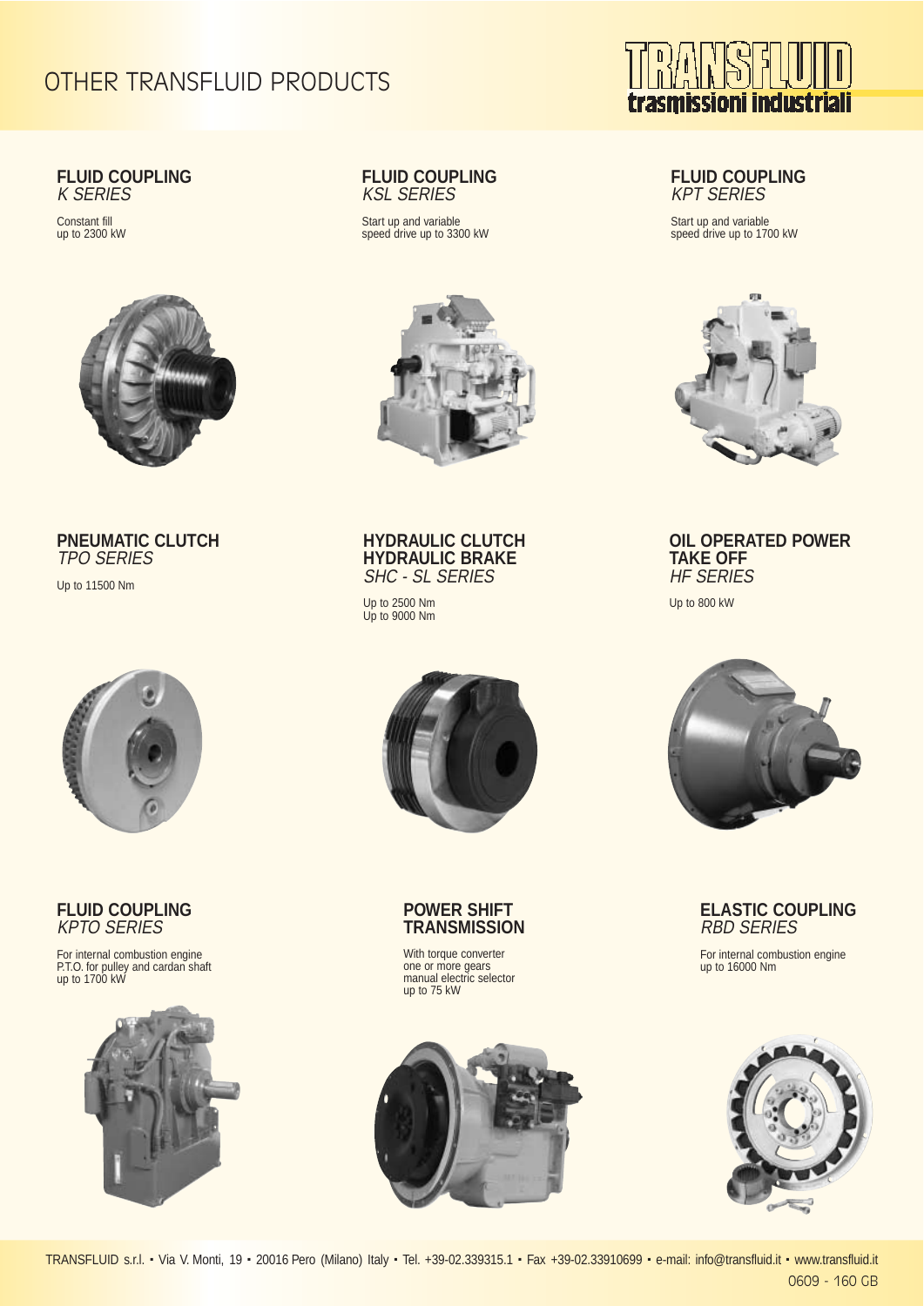# OTHER TRANSFLUID PRODUCTS

TRANSFLUID
trasmissioni industriali

**FLUID COUPLING**
*K SERIES*

Constant fill
up to 2300 kW

**FLUID COUPLING**
*KSL SERIES*

Start up and variable
speed drive up to 3300 kW

**FLUID COUPLING**
*KPT SERIES*

Start up and variable
speed drive up to 1700 kW

**PNEUMATIC CLUTCH**
*TPO SERIES*

Up to 11500 Nm

**HYDRAULIC CLUTCH**
**HYDRAULIC BRAKE**
*SHC - SL SERIES*

Up to 2500 Nm
Up to 9000 Nm

**OIL OPERATED POWER TAKE OFF**
*HF SERIES*

Up to 800 kW

**FLUID COUPLING**
*KPTO SERIES*

For internal combustion engine
P.T.O. for pulley and cardan shaft
up to 1700 kW

**POWER SHIFT TRANSMISSION**

With torque converter
one or more gears
manual electric selector
up to 75 kW

**ELASTIC COUPLING**
*RBD SERIES*

For internal combustion engine
up to 16000 Nm

TRANSFLUID s.r.l. • Via V. Monti, 19 • 20016 Pero (Milano) Italy • Tel. +39-02.339315.1 • Fax +39-02.33910699 • e-mail: info@transfluid.it • www.transfluid.it

0609 - 160 GB